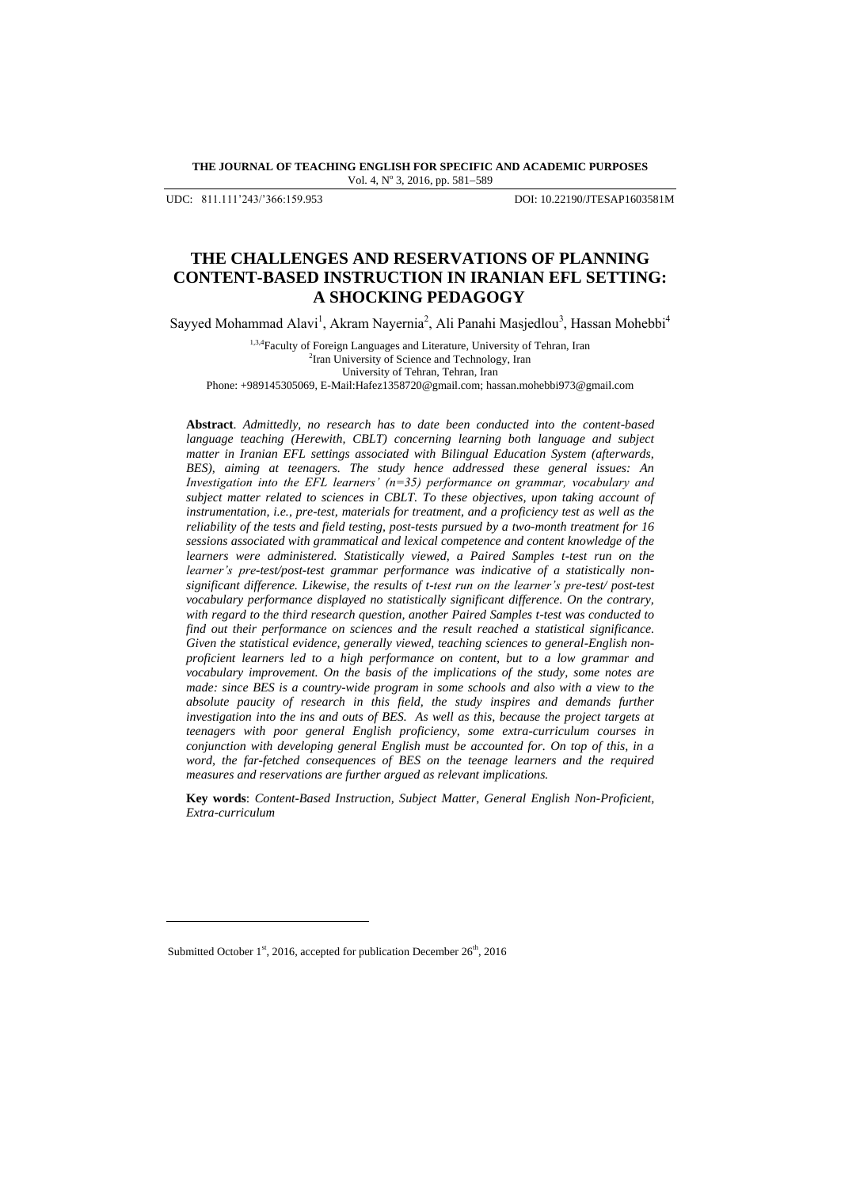**THE JOURNAL OF TEACHING ENGLISH FOR SPECIFIC AND ACADEMIC PURPOSES**
Vol. 4, N° 3, 2016, pp. 581−589

UDC: 811.111'243/'366:159.953 DOI: 10.22190/JTESAP1603581M

# THE CHALLENGES AND RESERVATIONS OF PLANNING CONTENT-BASED INSTRUCTION IN IRANIAN EFL SETTING: A SHOCKING PEDAGOGY

Sayyed Mohammad Alavi[1], Akram Nayernia[2], Ali Panahi Masjedlou[3], Hassan Mohebbi[4]

[1,3,4]Faculty of Foreign Languages and Literature, University of Tehran, Iran
[2]Iran University of Science and Technology, Iran
University of Tehran, Tehran, Iran
Phone: +989145305069, E-Mail:Hafez1358720@gmail.com; hassan.mohebbi973@gmail.com

**Abstract**. *Admittedly, no research has to date been conducted into the content-based language teaching (Herewith, CBLT) concerning learning both language and subject matter in Iranian EFL settings associated with Bilingual Education System (afterwards, BES), aiming at teenagers. The study hence addressed these general issues: An Investigation into the EFL learners' (n=35) performance on grammar, vocabulary and subject matter related to sciences in CBLT. To these objectives, upon taking account of instrumentation, i.e., pre-test, materials for treatment, and a proficiency test as well as the reliability of the tests and field testing, post-tests pursued by a two-month treatment for 16 sessions associated with grammatical and lexical competence and content knowledge of the learners were administered. Statistically viewed, a Paired Samples t-test run on the learner's pre-test/post-test grammar performance was indicative of a statistically non-significant difference. Likewise, the results of t-test run on the learner's pre-test/ post-test vocabulary performance displayed no statistically significant difference. On the contrary, with regard to the third research question, another Paired Samples t-test was conducted to find out their performance on sciences and the result reached a statistical significance. Given the statistical evidence, generally viewed, teaching sciences to general-English non-proficient learners led to a high performance on content, but to a low grammar and vocabulary improvement. On the basis of the implications of the study, some notes are made: since BES is a country-wide program in some schools and also with a view to the absolute paucity of research in this field, the study inspires and demands further investigation into the ins and outs of BES. As well as this, because the project targets at teenagers with poor general English proficiency, some extra-curriculum courses in conjunction with developing general English must be accounted for. On top of this, in a word, the far-fetched consequences of BES on the teenage learners and the required measures and reservations are further argued as relevant implications.*

**Key words**: *Content-Based Instruction, Subject Matter, General English Non-Proficient, Extra-curriculum*

Submitted October 1st, 2016, accepted for publication December 26th, 2016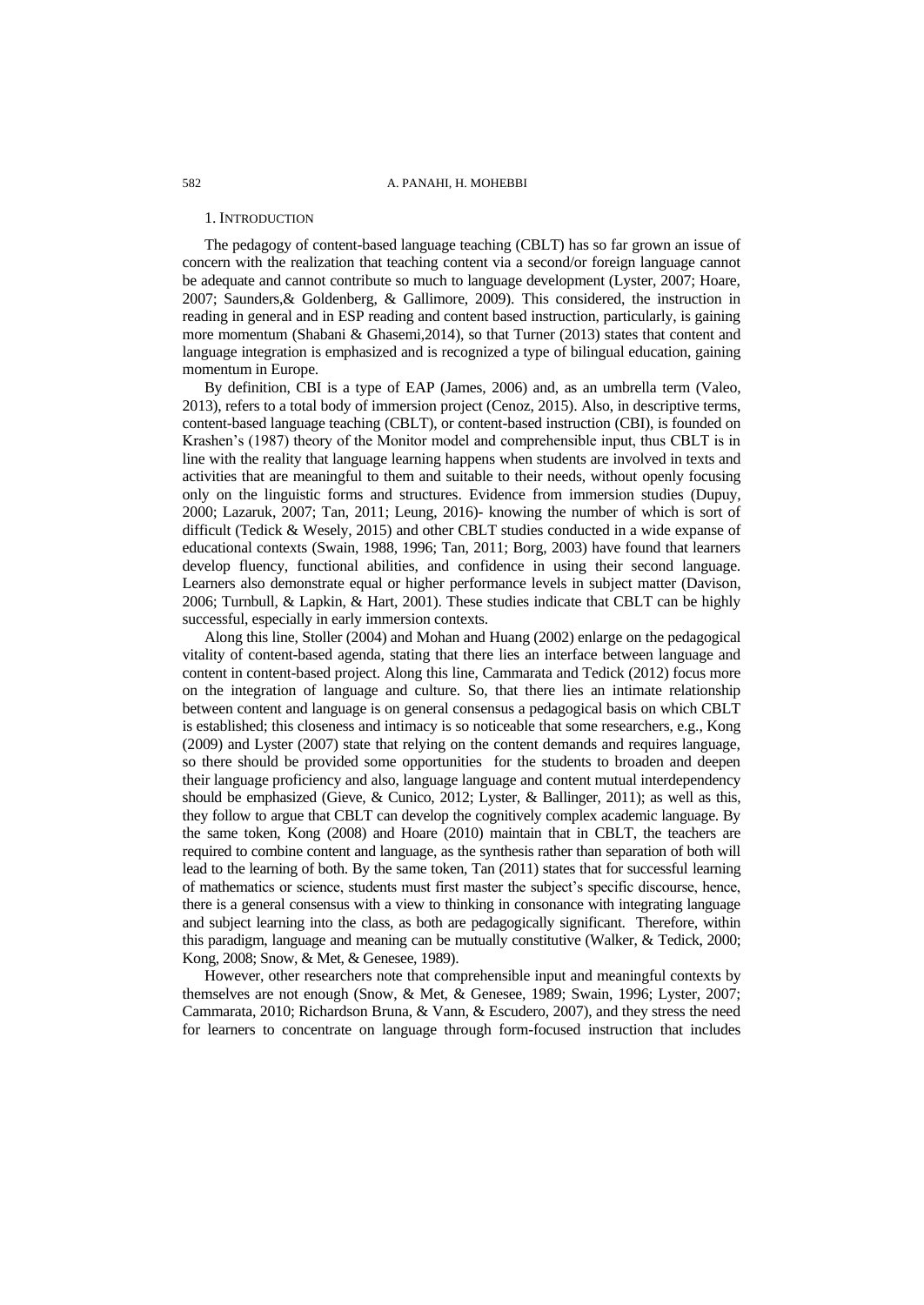## 1. Introduction

The pedagogy of content-based language teaching (CBLT) has so far grown an issue of concern with the realization that teaching content via a second/or foreign language cannot be adequate and cannot contribute so much to language development (Lyster, 2007; Hoare, 2007; Saunders,& Goldenberg, & Gallimore, 2009). This considered, the instruction in reading in general and in ESP reading and content based instruction, particularly, is gaining more momentum (Shabani & Ghasemi,2014), so that Turner (2013) states that content and language integration is emphasized and is recognized a type of bilingual education, gaining momentum in Europe.

By definition, CBI is a type of EAP (James, 2006) and, as an umbrella term (Valeo, 2013), refers to a total body of immersion project (Cenoz, 2015). Also, in descriptive terms, content-based language teaching (CBLT), or content-based instruction (CBI), is founded on Krashen's (1987) theory of the Monitor model and comprehensible input, thus CBLT is in line with the reality that language learning happens when students are involved in texts and activities that are meaningful to them and suitable to their needs, without openly focusing only on the linguistic forms and structures. Evidence from immersion studies (Dupuy, 2000; Lazaruk, 2007; Tan, 2011; Leung, 2016)- knowing the number of which is sort of difficult (Tedick & Wesely, 2015) and other CBLT studies conducted in a wide expanse of educational contexts (Swain, 1988, 1996; Tan, 2011; Borg, 2003) have found that learners develop fluency, functional abilities, and confidence in using their second language. Learners also demonstrate equal or higher performance levels in subject matter (Davison, 2006; Turnbull, & Lapkin, & Hart, 2001). These studies indicate that CBLT can be highly successful, especially in early immersion contexts.

Along this line, Stoller (2004) and Mohan and Huang (2002) enlarge on the pedagogical vitality of content-based agenda, stating that there lies an interface between language and content in content-based project. Along this line, Cammarata and Tedick (2012) focus more on the integration of language and culture. So, that there lies an intimate relationship between content and language is on general consensus a pedagogical basis on which CBLT is established; this closeness and intimacy is so noticeable that some researchers, e.g., Kong (2009) and Lyster (2007) state that relying on the content demands and requires language, so there should be provided some opportunities for the students to broaden and deepen their language proficiency and also, language language and content mutual interdependency should be emphasized (Gieve, & Cunico, 2012; Lyster, & Ballinger, 2011); as well as this, they follow to argue that CBLT can develop the cognitively complex academic language. By the same token, Kong (2008) and Hoare (2010) maintain that in CBLT, the teachers are required to combine content and language, as the synthesis rather than separation of both will lead to the learning of both. By the same token, Tan (2011) states that for successful learning of mathematics or science, students must first master the subject's specific discourse, hence, there is a general consensus with a view to thinking in consonance with integrating language and subject learning into the class, as both are pedagogically significant. Therefore, within this paradigm, language and meaning can be mutually constitutive (Walker, & Tedick, 2000; Kong, 2008; Snow, & Met, & Genesee, 1989).

However, other researchers note that comprehensible input and meaningful contexts by themselves are not enough (Snow, & Met, & Genesee, 1989; Swain, 1996; Lyster, 2007; Cammarata, 2010; Richardson Bruna, & Vann, & Escudero, 2007), and they stress the need for learners to concentrate on language through form-focused instruction that includes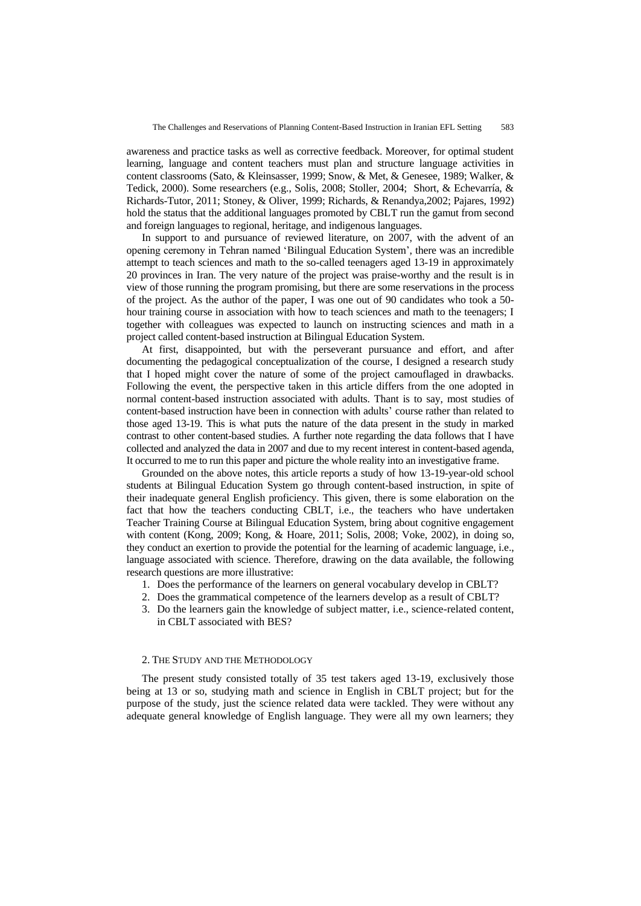awareness and practice tasks as well as corrective feedback. Moreover, for optimal student learning, language and content teachers must plan and structure language activities in content classrooms (Sato, & Kleinsasser, 1999; Snow, & Met, & Genesee, 1989; Walker, & Tedick, 2000). Some researchers (e.g., Solis, 2008; Stoller, 2004; Short, & Echevarría, & Richards-Tutor, 2011; Stoney, & Oliver, 1999; Richards, & Renandya,2002; Pajares, 1992) hold the status that the additional languages promoted by CBLT run the gamut from second and foreign languages to regional, heritage, and indigenous languages.

In support to and pursuance of reviewed literature, on 2007, with the advent of an opening ceremony in Tehran named 'Bilingual Education System', there was an incredible attempt to teach sciences and math to the so-called teenagers aged 13-19 in approximately 20 provinces in Iran. The very nature of the project was praise-worthy and the result is in view of those running the program promising, but there are some reservations in the process of the project. As the author of the paper, I was one out of 90 candidates who took a 50-hour training course in association with how to teach sciences and math to the teenagers; I together with colleagues was expected to launch on instructing sciences and math in a project called content-based instruction at Bilingual Education System.

At first, disappointed, but with the perseverant pursuance and effort, and after documenting the pedagogical conceptualization of the course, I designed a research study that I hoped might cover the nature of some of the project camouflaged in drawbacks. Following the event, the perspective taken in this article differs from the one adopted in normal content-based instruction associated with adults. Thant is to say, most studies of content-based instruction have been in connection with adults' course rather than related to those aged 13-19. This is what puts the nature of the data present in the study in marked contrast to other content-based studies. A further note regarding the data follows that I have collected and analyzed the data in 2007 and due to my recent interest in content-based agenda, It occurred to me to run this paper and picture the whole reality into an investigative frame.

Grounded on the above notes, this article reports a study of how 13-19-year-old school students at Bilingual Education System go through content-based instruction, in spite of their inadequate general English proficiency. This given, there is some elaboration on the fact that how the teachers conducting CBLT, i.e., the teachers who have undertaken Teacher Training Course at Bilingual Education System, bring about cognitive engagement with content (Kong, 2009; Kong, & Hoare, 2011; Solis, 2008; Voke, 2002), in doing so, they conduct an exertion to provide the potential for the learning of academic language, i.e., language associated with science. Therefore, drawing on the data available, the following research questions are more illustrative:

1. Does the performance of the learners on general vocabulary develop in CBLT?
2. Does the grammatical competence of the learners develop as a result of CBLT?
3. Do the learners gain the knowledge of subject matter, i.e., science-related content, in CBLT associated with BES?

## 2. The Study and the Methodology

The present study consisted totally of 35 test takers aged 13-19, exclusively those being at 13 or so, studying math and science in English in CBLT project; but for the purpose of the study, just the science related data were tackled. They were without any adequate general knowledge of English language. They were all my own learners; they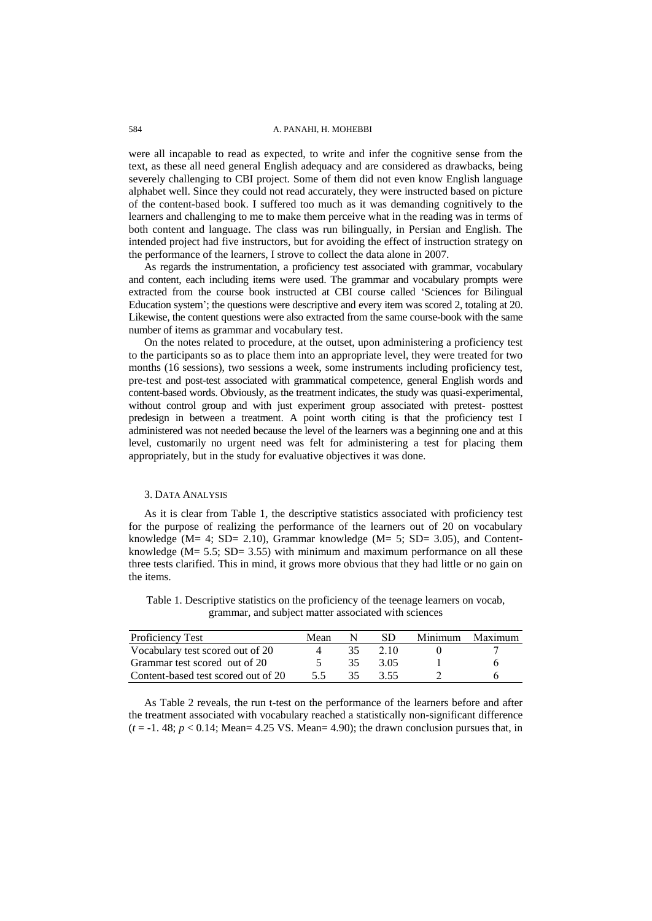were all incapable to read as expected, to write and infer the cognitive sense from the text, as these all need general English adequacy and are considered as drawbacks, being severely challenging to CBI project. Some of them did not even know English language alphabet well. Since they could not read accurately, they were instructed based on picture of the content-based book. I suffered too much as it was demanding cognitively to the learners and challenging to me to make them perceive what in the reading was in terms of both content and language. The class was run bilingually, in Persian and English. The intended project had five instructors, but for avoiding the effect of instruction strategy on the performance of the learners, I strove to collect the data alone in 2007.

As regards the instrumentation, a proficiency test associated with grammar, vocabulary and content, each including items were used. The grammar and vocabulary prompts were extracted from the course book instructed at CBI course called 'Sciences for Bilingual Education system'; the questions were descriptive and every item was scored 2, totaling at 20. Likewise, the content questions were also extracted from the same course-book with the same number of items as grammar and vocabulary test.

On the notes related to procedure, at the outset, upon administering a proficiency test to the participants so as to place them into an appropriate level, they were treated for two months (16 sessions), two sessions a week, some instruments including proficiency test, pre-test and post-test associated with grammatical competence, general English words and content-based words. Obviously, as the treatment indicates, the study was quasi-experimental, without control group and with just experiment group associated with pretest- posttest predesign in between a treatment. A point worth citing is that the proficiency test I administered was not needed because the level of the learners was a beginning one and at this level, customarily no urgent need was felt for administering a test for placing them appropriately, but in the study for evaluative objectives it was done.

## 3. Data Analysis

As it is clear from Table 1, the descriptive statistics associated with proficiency test for the purpose of realizing the performance of the learners out of 20 on vocabulary knowledge (M= 4; SD= 2.10), Grammar knowledge (M= 5; SD= 3.05), and Content-knowledge (M= 5.5; SD= 3.55) with minimum and maximum performance on all these three tests clarified. This in mind, it grows more obvious that they had little or no gain on the items.

Table 1. Descriptive statistics on the proficiency of the teenage learners on vocab, grammar, and subject matter associated with sciences

| Proficiency Test | Mean | N | SD | Minimum | Maximum |
|---|---|---|---|---|---|
| Vocabulary test scored out of 20 | 4 | 35 | 2.10 | 0 | 7 |
| Grammar test scored out of 20 | 5 | 35 | 3.05 | 1 | 6 |
| Content-based test scored out of 20 | 5.5 | 35 | 3.55 | 2 | 6 |

As Table 2 reveals, the run t-test on the performance of the learners before and after the treatment associated with vocabulary reached a statistically non-significant difference ($t$ = -1. 48; $p < 0.14$; Mean= 4.25 VS. Mean= 4.90); the drawn conclusion pursues that, in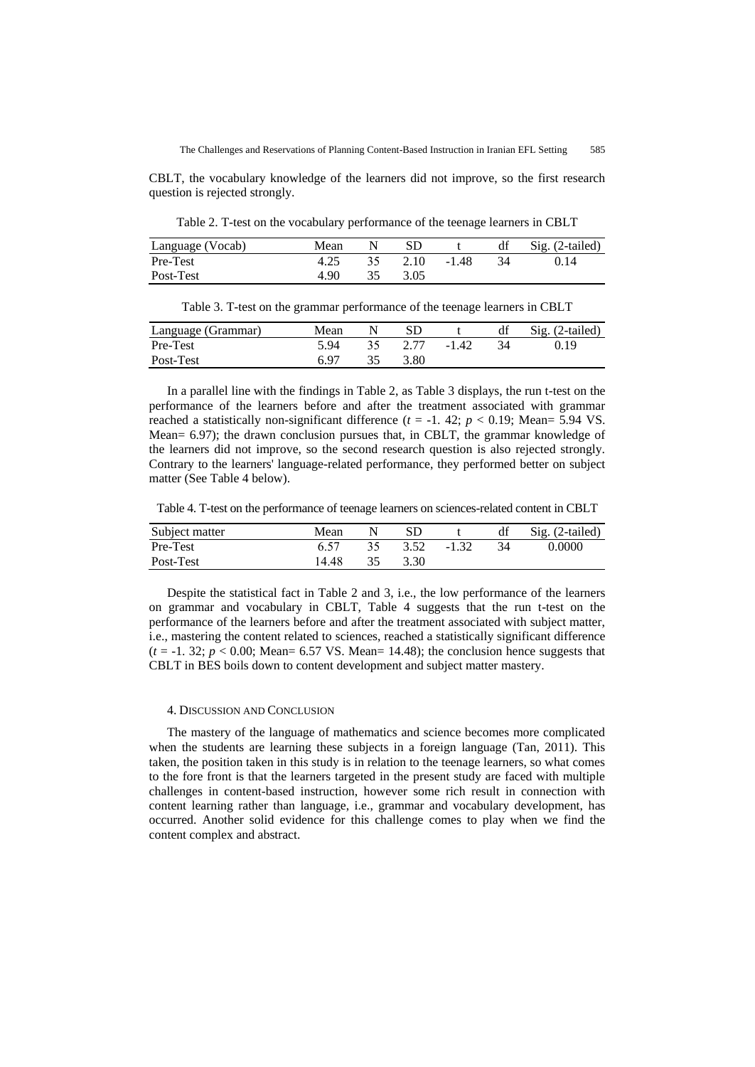CBLT, the vocabulary knowledge of the learners did not improve, so the first research question is rejected strongly.

Table 2. T-test on the vocabulary performance of the teenage learners in CBLT

| Language (Vocab) | Mean | N | SD | t | df | Sig. (2-tailed) |
|---|---|---|---|---|---|---|
| Pre-Test | 4.25 | 35 | 2.10 | -1.48 | 34 | 0.14 |
| Post-Test | 4.90 | 35 | 3.05 | | | |

Table 3. T-test on the grammar performance of the teenage learners in CBLT

| Language (Grammar) | Mean | N | SD | t | df | Sig. (2-tailed) |
|---|---|---|---|---|---|---|
| Pre-Test | 5.94 | 35 | 2.77 | -1.42 | 34 | 0.19 |
| Post-Test | 6.97 | 35 | 3.80 | | | |

In a parallel line with the findings in Table 2, as Table 3 displays, the run t-test on the performance of the learners before and after the treatment associated with grammar reached a statistically non-significant difference ($t$ = -1. 42; $p < 0.19$; Mean= 5.94 VS. Mean= 6.97); the drawn conclusion pursues that, in CBLT, the grammar knowledge of the learners did not improve, so the second research question is also rejected strongly. Contrary to the learners' language-related performance, they performed better on subject matter (See Table 4 below).

Table 4. T-test on the performance of teenage learners on sciences-related content in CBLT

| Subject matter | Mean | N | SD | t | df | Sig. (2-tailed) |
|---|---|---|---|---|---|---|
| Pre-Test | 6.57 | 35 | 3.52 | -1.32 | 34 | 0.0000 |
| Post-Test | 14.48 | 35 | 3.30 | | | |

Despite the statistical fact in Table 2 and 3, i.e., the low performance of the learners on grammar and vocabulary in CBLT, Table 4 suggests that the run t-test on the performance of the learners before and after the treatment associated with subject matter, i.e., mastering the content related to sciences, reached a statistically significant difference ($t$ = -1. 32; $p < 0.00$; Mean= 6.57 VS. Mean= 14.48); the conclusion hence suggests that CBLT in BES boils down to content development and subject matter mastery.

## 4. Discussion and Conclusion

The mastery of the language of mathematics and science becomes more complicated when the students are learning these subjects in a foreign language (Tan, 2011). This taken, the position taken in this study is in relation to the teenage learners, so what comes to the fore front is that the learners targeted in the present study are faced with multiple challenges in content-based instruction, however some rich result in connection with content learning rather than language, i.e., grammar and vocabulary development, has occurred. Another solid evidence for this challenge comes to play when we find the content complex and abstract.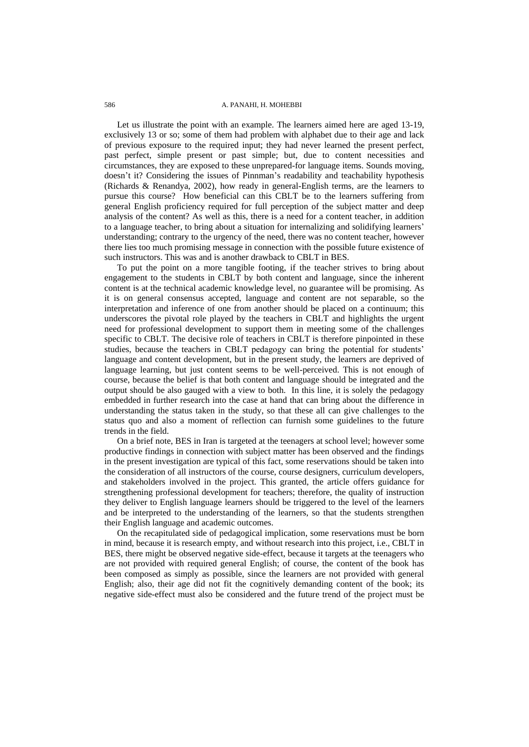Let us illustrate the point with an example. The learners aimed here are aged 13-19, exclusively 13 or so; some of them had problem with alphabet due to their age and lack of previous exposure to the required input; they had never learned the present perfect, past perfect, simple present or past simple; but, due to content necessities and circumstances, they are exposed to these unprepared-for language items. Sounds moving, doesn't it? Considering the issues of Pinnman's readability and teachability hypothesis (Richards & Renandya, 2002), how ready in general-English terms, are the learners to pursue this course? How beneficial can this CBLT be to the learners suffering from general English proficiency required for full perception of the subject matter and deep analysis of the content? As well as this, there is a need for a content teacher, in addition to a language teacher, to bring about a situation for internalizing and solidifying learners' understanding; contrary to the urgency of the need, there was no content teacher, however there lies too much promising message in connection with the possible future existence of such instructors. This was and is another drawback to CBLT in BES.

To put the point on a more tangible footing, if the teacher strives to bring about engagement to the students in CBLT by both content and language, since the inherent content is at the technical academic knowledge level, no guarantee will be promising. As it is on general consensus accepted, language and content are not separable, so the interpretation and inference of one from another should be placed on a continuum; this underscores the pivotal role played by the teachers in CBLT and highlights the urgent need for professional development to support them in meeting some of the challenges specific to CBLT. The decisive role of teachers in CBLT is therefore pinpointed in these studies, because the teachers in CBLT pedagogy can bring the potential for students' language and content development, but in the present study, the learners are deprived of language learning, but just content seems to be well-perceived. This is not enough of course, because the belief is that both content and language should be integrated and the output should be also gauged with a view to both. In this line, it is solely the pedagogy embedded in further research into the case at hand that can bring about the difference in understanding the status taken in the study, so that these all can give challenges to the status quo and also a moment of reflection can furnish some guidelines to the future trends in the field.

On a brief note, BES in Iran is targeted at the teenagers at school level; however some productive findings in connection with subject matter has been observed and the findings in the present investigation are typical of this fact, some reservations should be taken into the consideration of all instructors of the course, course designers, curriculum developers, and stakeholders involved in the project. This granted, the article offers guidance for strengthening professional development for teachers; therefore, the quality of instruction they deliver to English language learners should be triggered to the level of the learners and be interpreted to the understanding of the learners, so that the students strengthen their English language and academic outcomes.

On the recapitulated side of pedagogical implication, some reservations must be born in mind, because it is research empty, and without research into this project, i.e., CBLT in BES, there might be observed negative side-effect, because it targets at the teenagers who are not provided with required general English; of course, the content of the book has been composed as simply as possible, since the learners are not provided with general English; also, their age did not fit the cognitively demanding content of the book; its negative side-effect must also be considered and the future trend of the project must be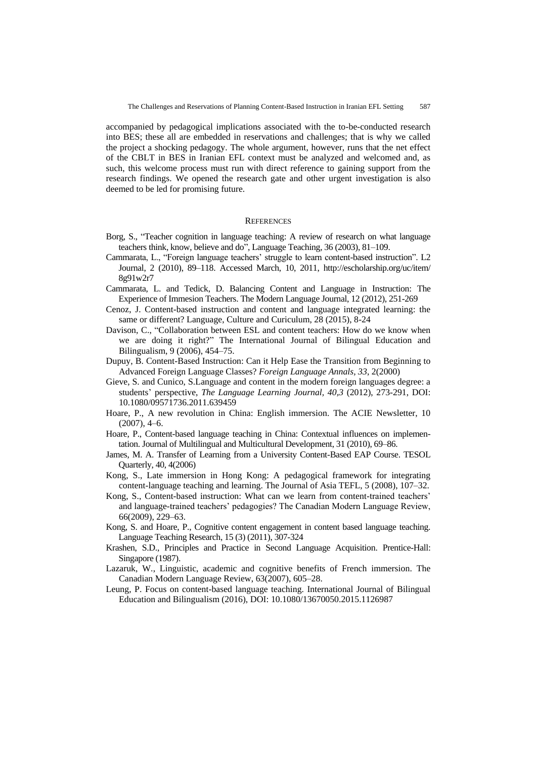accompanied by pedagogical implications associated with the to-be-conducted research into BES; these all are embedded in reservations and challenges; that is why we called the project a shocking pedagogy. The whole argument, however, runs that the net effect of the CBLT in BES in Iranian EFL context must be analyzed and welcomed and, as such, this welcome process must run with direct reference to gaining support from the research findings. We opened the research gate and other urgent investigation is also deemed to be led for promising future.

## REFERENCES

Borg, S., "Teacher cognition in language teaching: A review of research on what language teachers think, know, believe and do", Language Teaching, 36 (2003), 81–109.

Cammarata, L., "Foreign language teachers' struggle to learn content-based instruction". L2 Journal, 2 (2010), 89–118. Accessed March, 10, 2011, http://escholarship.org/uc/item/8g91w2r7

Cammarata, L. and Tedick, D. Balancing Content and Language in Instruction: The Experience of Immesion Teachers. The Modern Language Journal, 12 (2012), 251-269

Cenoz, J. Content-based instruction and content and language integrated learning: the same or different? Language, Culture and Curiculum, 28 (2015), 8-24

Davison, C., "Collaboration between ESL and content teachers: How do we know when we are doing it right?" The International Journal of Bilingual Education and Bilingualism, 9 (2006), 454–75.

Dupuy, B. Content-Based Instruction: Can it Help Ease the Transition from Beginning to Advanced Foreign Language Classes? *Foreign Language Annals, 33*, 2(2000)

Gieve, S. and Cunico, S.Language and content in the modern foreign languages degree: a students' perspective, *The Language Learning Journal, 40,3* (2012), 273-291, DOI: 10.1080/09571736.2011.639459

Hoare, P., A new revolution in China: English immersion. The ACIE Newsletter, 10 (2007), 4–6.

Hoare, P., Content-based language teaching in China: Contextual influences on implementation. Journal of Multilingual and Multicultural Development, 31 (2010), 69–86.

James, M. A. Transfer of Learning from a University Content-Based EAP Course. TESOL Quarterly, 40, 4(2006)

Kong, S., Late immersion in Hong Kong: A pedagogical framework for integrating content-language teaching and learning. The Journal of Asia TEFL, 5 (2008), 107–32.

Kong, S., Content-based instruction: What can we learn from content-trained teachers' and language-trained teachers' pedagogies? The Canadian Modern Language Review, 66(2009), 229–63.

Kong, S. and Hoare, P., Cognitive content engagement in content based language teaching. Language Teaching Research, 15 (3) (2011), 307-324

Krashen, S.D., Principles and Practice in Second Language Acquisition. Prentice-Hall: Singapore (1987).

Lazaruk, W., Linguistic, academic and cognitive benefits of French immersion. The Canadian Modern Language Review, 63(2007), 605–28.

Leung, P. Focus on content-based language teaching. International Journal of Bilingual Education and Bilingualism (2016), DOI: 10.1080/13670050.2015.1126987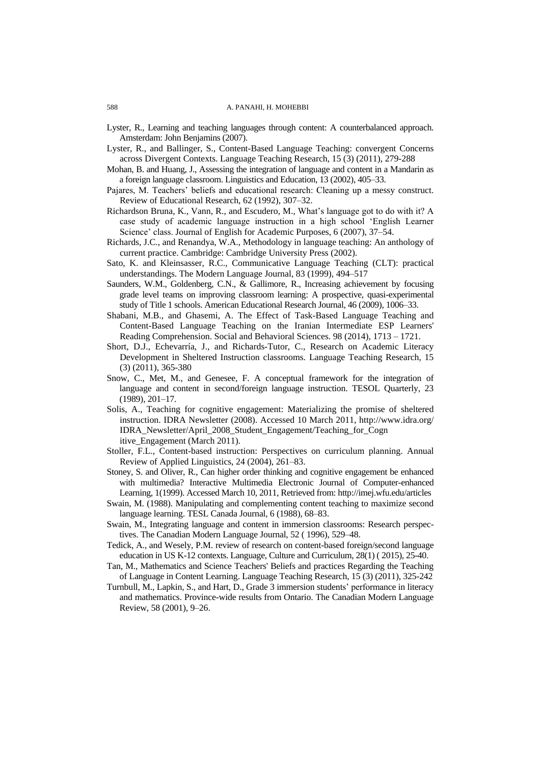Lyster, R., Learning and teaching languages through content: A counterbalanced approach. Amsterdam: John Benjamins (2007).

Lyster, R., and Ballinger, S., Content-Based Language Teaching: convergent Concerns across Divergent Contexts. Language Teaching Research, 15 (3) (2011), 279-288

Mohan, B. and Huang, J., Assessing the integration of language and content in a Mandarin as a foreign language classroom. Linguistics and Education, 13 (2002), 405–33.

Pajares, M. Teachers' beliefs and educational research: Cleaning up a messy construct. Review of Educational Research, 62 (1992), 307–32.

Richardson Bruna, K., Vann, R., and Escudero, M., What's language got to do with it? A case study of academic language instruction in a high school 'English Learner Science' class. Journal of English for Academic Purposes, 6 (2007), 37–54.

Richards, J.C., and Renandya, W.A., Methodology in language teaching: An anthology of current practice. Cambridge: Cambridge University Press (2002).

Sato, K. and Kleinsasser, R.C., Communicative Language Teaching (CLT): practical understandings. The Modern Language Journal, 83 (1999), 494–517

Saunders, W.M., Goldenberg, C.N., & Gallimore, R., Increasing achievement by focusing grade level teams on improving classroom learning: A prospective, quasi-experimental study of Title 1 schools. American Educational Research Journal, 46 (2009), 1006–33.

Shabani, M.B., and Ghasemi, A. The Effect of Task-Based Language Teaching and Content-Based Language Teaching on the Iranian Intermediate ESP Learners' Reading Comprehension. Social and Behavioral Sciences. 98 (2014), 1713 – 1721.

Short, D.J., Echevarría, J., and Richards-Tutor, C., Research on Academic Literacy Development in Sheltered Instruction classrooms. Language Teaching Research, 15 (3) (2011), 365-380

Snow, C., Met, M., and Genesee, F. A conceptual framework for the integration of language and content in second/foreign language instruction. TESOL Quarterly, 23 (1989), 201–17.

Solis, A., Teaching for cognitive engagement: Materializing the promise of sheltered instruction. IDRA Newsletter (2008). Accessed 10 March 2011, http://www.idra.org/IDRA_Newsletter/April_2008_Student_Engagement/Teaching_for_Cognitive_Engagement (March 2011).

Stoller, F.L., Content-based instruction: Perspectives on curriculum planning. Annual Review of Applied Linguistics, 24 (2004), 261–83.

Stoney, S. and Oliver, R., Can higher order thinking and cognitive engagement be enhanced with multimedia? Interactive Multimedia Electronic Journal of Computer-enhanced Learning, 1(1999). Accessed March 10, 2011, Retrieved from: http://imej.wfu.edu/articles

Swain, M. (1988). Manipulating and complementing content teaching to maximize second language learning. TESL Canada Journal, 6 (1988), 68–83.

Swain, M., Integrating language and content in immersion classrooms: Research perspectives. The Canadian Modern Language Journal, 52 ( 1996), 529–48.

Tedick, A., and Wesely, P.M. review of research on content-based foreign/second language education in US K-12 contexts. Language, Culture and Curriculum, 28(1) ( 2015), 25-40.

Tan, M., Mathematics and Science Teachers' Beliefs and practices Regarding the Teaching of Language in Content Learning. Language Teaching Research, 15 (3) (2011), 325-242

Turnbull, M., Lapkin, S., and Hart, D., Grade 3 immersion students' performance in literacy and mathematics. Province-wide results from Ontario. The Canadian Modern Language Review, 58 (2001), 9–26.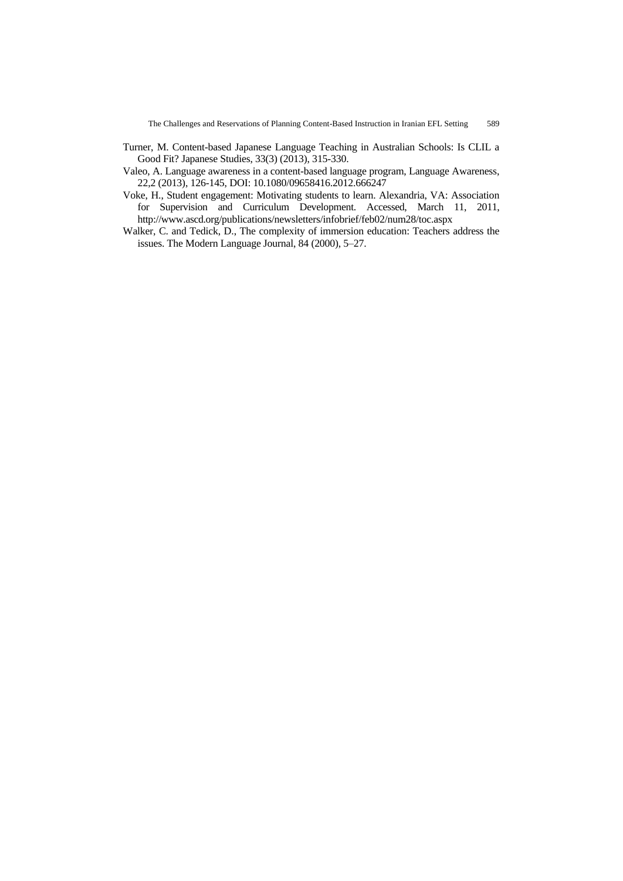Turner, M. Content-based Japanese Language Teaching in Australian Schools: Is CLIL a Good Fit? Japanese Studies, 33(3) (2013), 315-330.

Valeo, A. Language awareness in a content-based language program, Language Awareness, 22,2 (2013), 126-145, DOI: 10.1080/09658416.2012.666247

Voke, H., Student engagement: Motivating students to learn. Alexandria, VA: Association for Supervision and Curriculum Development. Accessed, March 11, 2011, http://www.ascd.org/publications/newsletters/infobrief/feb02/num28/toc.aspx

Walker, C. and Tedick, D., The complexity of immersion education: Teachers address the issues. The Modern Language Journal, 84 (2000), 5–27.